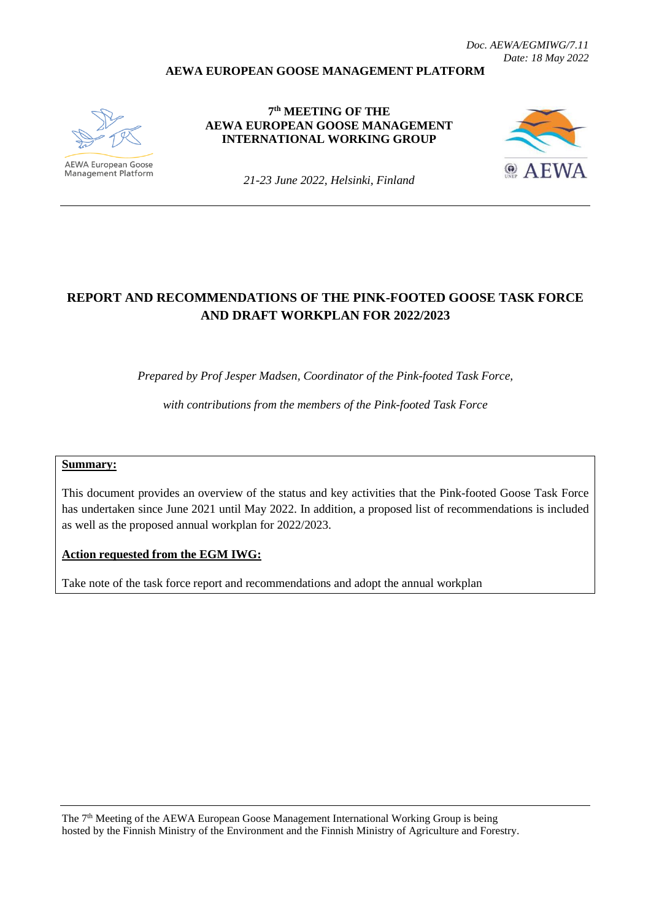*Doc. AEWA/EGMIWG/7.11*
*Date: 18 May 2022*

**AEWA EUROPEAN GOOSE MANAGEMENT PLATFORM**

AEWA European Goose Management Platform

**7th MEETING OF THE**
**AEWA EUROPEAN GOOSE MANAGEMENT INTERNATIONAL WORKING GROUP**

*21-23 June 2022, Helsinki, Finland*

AEWA

# REPORT AND RECOMMENDATIONS OF THE PINK-FOOTED GOOSE TASK FORCE AND DRAFT WORKPLAN FOR 2022/2023

*Prepared by Prof Jesper Madsen, Coordinator of the Pink-footed Task Force,*

*with contributions from the members of the Pink-footed Task Force*

**Summary:**

This document provides an overview of the status and key activities that the Pink-footed Goose Task Force has undertaken since June 2021 until May 2022. In addition, a proposed list of recommendations is included as well as the proposed annual workplan for 2022/2023.

**Action requested from the EGM IWG:**

Take note of the task force report and recommendations and adopt the annual workplan

The 7th Meeting of the AEWA European Goose Management International Working Group is being hosted by the Finnish Ministry of the Environment and the Finnish Ministry of Agriculture and Forestry.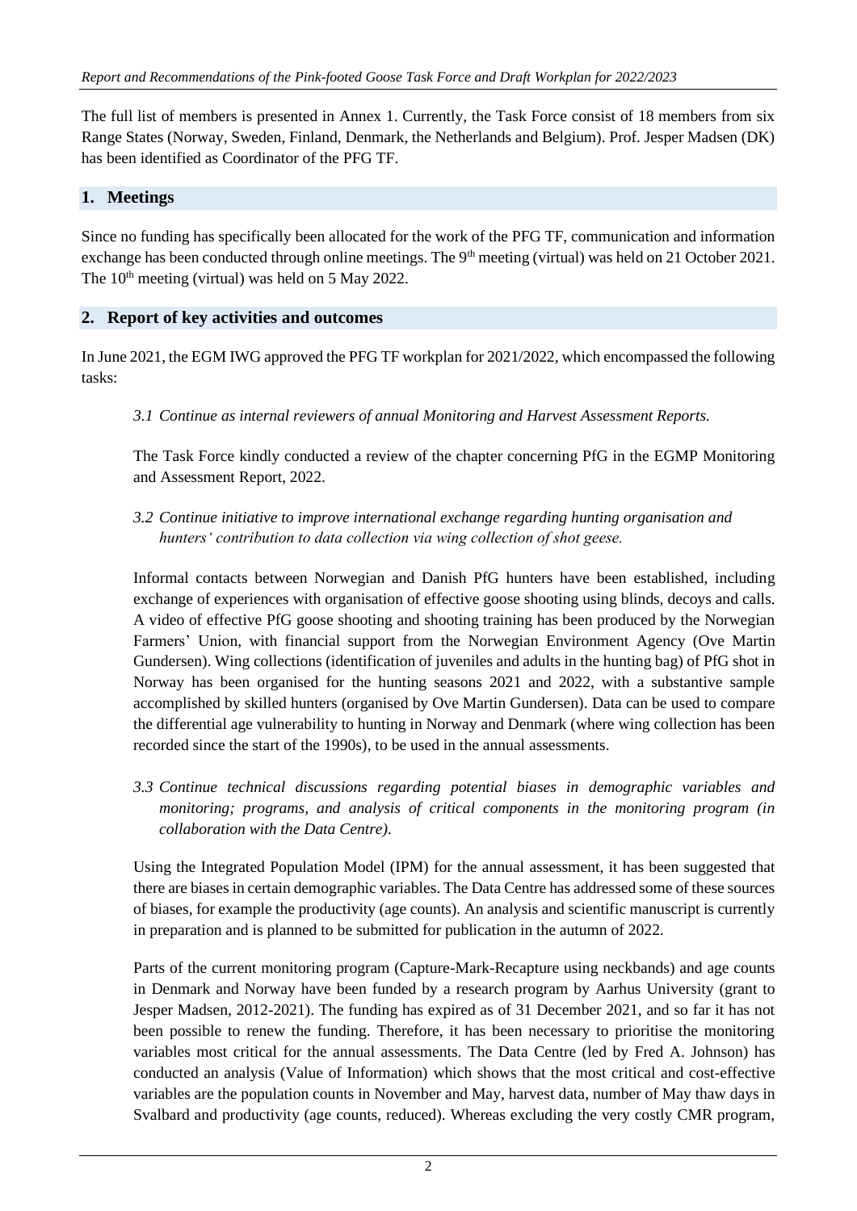The full list of members is presented in Annex 1. Currently, the Task Force consist of 18 members from six Range States (Norway, Sweden, Finland, Denmark, the Netherlands and Belgium). Prof. Jesper Madsen (DK) has been identified as Coordinator of the PFG TF.

## 1. Meetings

Since no funding has specifically been allocated for the work of the PFG TF, communication and information exchange has been conducted through online meetings. The 9th meeting (virtual) was held on 21 October 2021. The 10th meeting (virtual) was held on 5 May 2022.

## 2. Report of key activities and outcomes

In June 2021, the EGM IWG approved the PFG TF workplan for 2021/2022, which encompassed the following tasks:

*3.1 Continue as internal reviewers of annual Monitoring and Harvest Assessment Reports.*

The Task Force kindly conducted a review of the chapter concerning PfG in the EGMP Monitoring and Assessment Report, 2022.

*3.2 Continue initiative to improve international exchange regarding hunting organisation and hunters' contribution to data collection via wing collection of shot geese.*

Informal contacts between Norwegian and Danish PfG hunters have been established, including exchange of experiences with organisation of effective goose shooting using blinds, decoys and calls. A video of effective PfG goose shooting and shooting training has been produced by the Norwegian Farmers' Union, with financial support from the Norwegian Environment Agency (Ove Martin Gundersen). Wing collections (identification of juveniles and adults in the hunting bag) of PfG shot in Norway has been organised for the hunting seasons 2021 and 2022, with a substantive sample accomplished by skilled hunters (organised by Ove Martin Gundersen). Data can be used to compare the differential age vulnerability to hunting in Norway and Denmark (where wing collection has been recorded since the start of the 1990s), to be used in the annual assessments.

*3.3 Continue technical discussions regarding potential biases in demographic variables and monitoring; programs, and analysis of critical components in the monitoring program (in collaboration with the Data Centre).*

Using the Integrated Population Model (IPM) for the annual assessment, it has been suggested that there are biases in certain demographic variables. The Data Centre has addressed some of these sources of biases, for example the productivity (age counts). An analysis and scientific manuscript is currently in preparation and is planned to be submitted for publication in the autumn of 2022.

Parts of the current monitoring program (Capture-Mark-Recapture using neckbands) and age counts in Denmark and Norway have been funded by a research program by Aarhus University (grant to Jesper Madsen, 2012-2021). The funding has expired as of 31 December 2021, and so far it has not been possible to renew the funding. Therefore, it has been necessary to prioritise the monitoring variables most critical for the annual assessments. The Data Centre (led by Fred A. Johnson) has conducted an analysis (Value of Information) which shows that the most critical and cost-effective variables are the population counts in November and May, harvest data, number of May thaw days in Svalbard and productivity (age counts, reduced). Whereas excluding the very costly CMR program,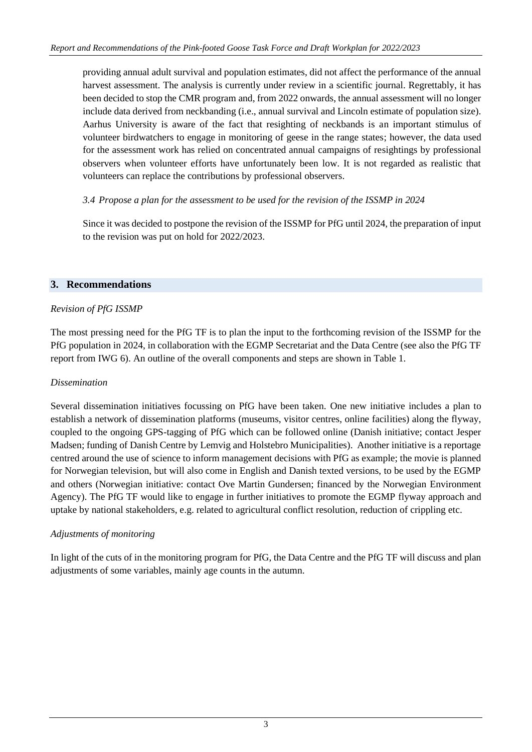providing annual adult survival and population estimates, did not affect the performance of the annual harvest assessment. The analysis is currently under review in a scientific journal. Regrettably, it has been decided to stop the CMR program and, from 2022 onwards, the annual assessment will no longer include data derived from neckbanding (i.e., annual survival and Lincoln estimate of population size). Aarhus University is aware of the fact that resighting of neckbands is an important stimulus of volunteer birdwatchers to engage in monitoring of geese in the range states; however, the data used for the assessment work has relied on concentrated annual campaigns of resightings by professional observers when volunteer efforts have unfortunately been low. It is not regarded as realistic that volunteers can replace the contributions by professional observers.

*3.4 Propose a plan for the assessment to be used for the revision of the ISSMP in 2024*

Since it was decided to postpone the revision of the ISSMP for PfG until 2024, the preparation of input to the revision was put on hold for 2022/2023.

## 3. Recommendations

*Revision of PfG ISSMP*

The most pressing need for the PfG TF is to plan the input to the forthcoming revision of the ISSMP for the PfG population in 2024, in collaboration with the EGMP Secretariat and the Data Centre (see also the PfG TF report from IWG 6). An outline of the overall components and steps are shown in Table 1.

*Dissemination*

Several dissemination initiatives focussing on PfG have been taken. One new initiative includes a plan to establish a network of dissemination platforms (museums, visitor centres, online facilities) along the flyway, coupled to the ongoing GPS-tagging of PfG which can be followed online (Danish initiative; contact Jesper Madsen; funding of Danish Centre by Lemvig and Holstebro Municipalities). Another initiative is a reportage centred around the use of science to inform management decisions with PfG as example; the movie is planned for Norwegian television, but will also come in English and Danish texted versions, to be used by the EGMP and others (Norwegian initiative: contact Ove Martin Gundersen; financed by the Norwegian Environment Agency). The PfG TF would like to engage in further initiatives to promote the EGMP flyway approach and uptake by national stakeholders, e.g. related to agricultural conflict resolution, reduction of crippling etc.

*Adjustments of monitoring*

In light of the cuts of in the monitoring program for PfG, the Data Centre and the PfG TF will discuss and plan adjustments of some variables, mainly age counts in the autumn.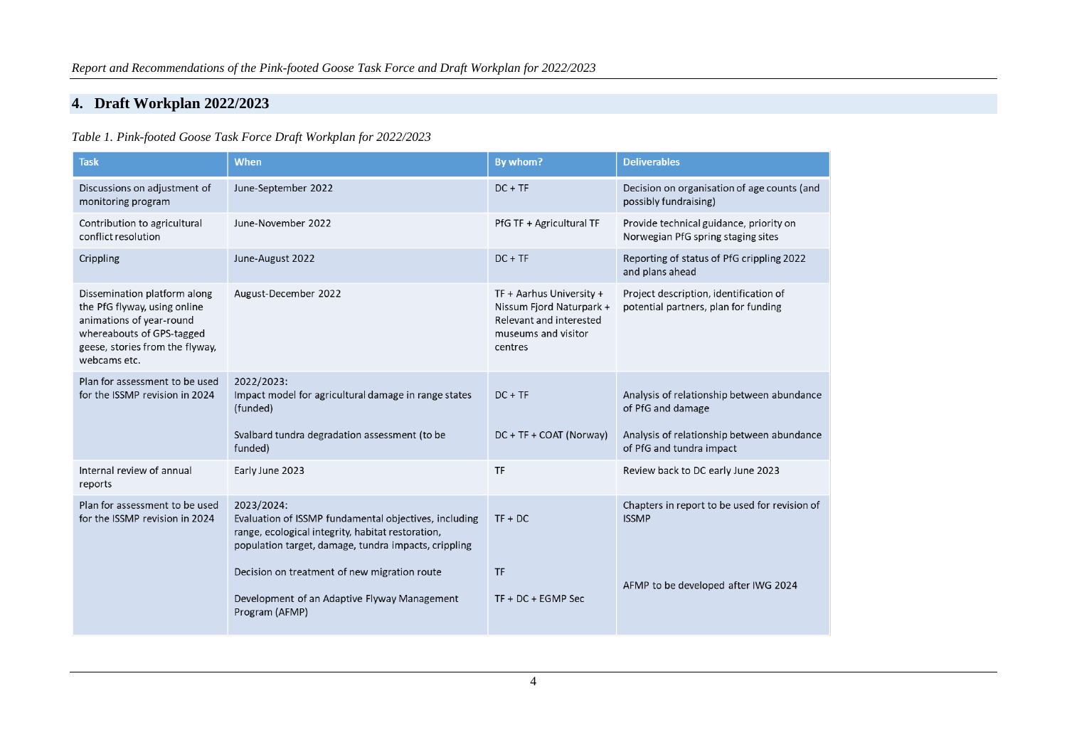## 4. Draft Workplan 2022/2023

*Table 1. Pink-footed Goose Task Force Draft Workplan for 2022/2023*

| Task | When | By whom? | Deliverables |
|---|---|---|---|
| Discussions on adjustment of monitoring program | June-September 2022 | DC + TF | Decision on organisation of age counts (and possibly fundraising) |
| Contribution to agricultural conflict resolution | June-November 2022 | PfG TF + Agricultural TF | Provide technical guidance, priority on Norwegian PfG spring staging sites |
| Crippling | June-August 2022 | DC + TF | Reporting of status of PfG crippling 2022 and plans ahead |
| Dissemination platform along the PfG flyway, using online animations of year-round whereabouts of GPS-tagged geese, stories from the flyway, webcams etc. | August-December 2022 | TF + Aarhus University + Nissum Fjord Naturpark + Relevant and interested museums and visitor centres | Project description, identification of potential partners, plan for funding |
| Plan for assessment to be used for the ISSMP revision in 2024 | 2022/2023:<br>Impact model for agricultural damage in range states (funded)<br><br>Svalbard tundra degradation assessment (to be funded) | <br>DC + TF<br><br>DC + TF + COAT (Norway) | <br>Analysis of relationship between abundance of PfG and damage<br><br>Analysis of relationship between abundance of PfG and tundra impact |
| Internal review of annual reports | Early June 2023 | TF | Review back to DC early June 2023 |
| Plan for assessment to be used for the ISSMP revision in 2024 | 2023/2024:<br>Evaluation of ISSMP fundamental objectives, including range, ecological integrity, habitat restoration, population target, damage, tundra impacts, crippling<br><br>Decision on treatment of new migration route<br><br>Development of an Adaptive Flyway Management Program (AFMP) | <br>TF + DC<br><br>TF<br><br>TF + DC + EGMP Sec | Chapters in report to be used for revision of ISSMP<br><br>AFMP to be developed after IWG 2024 |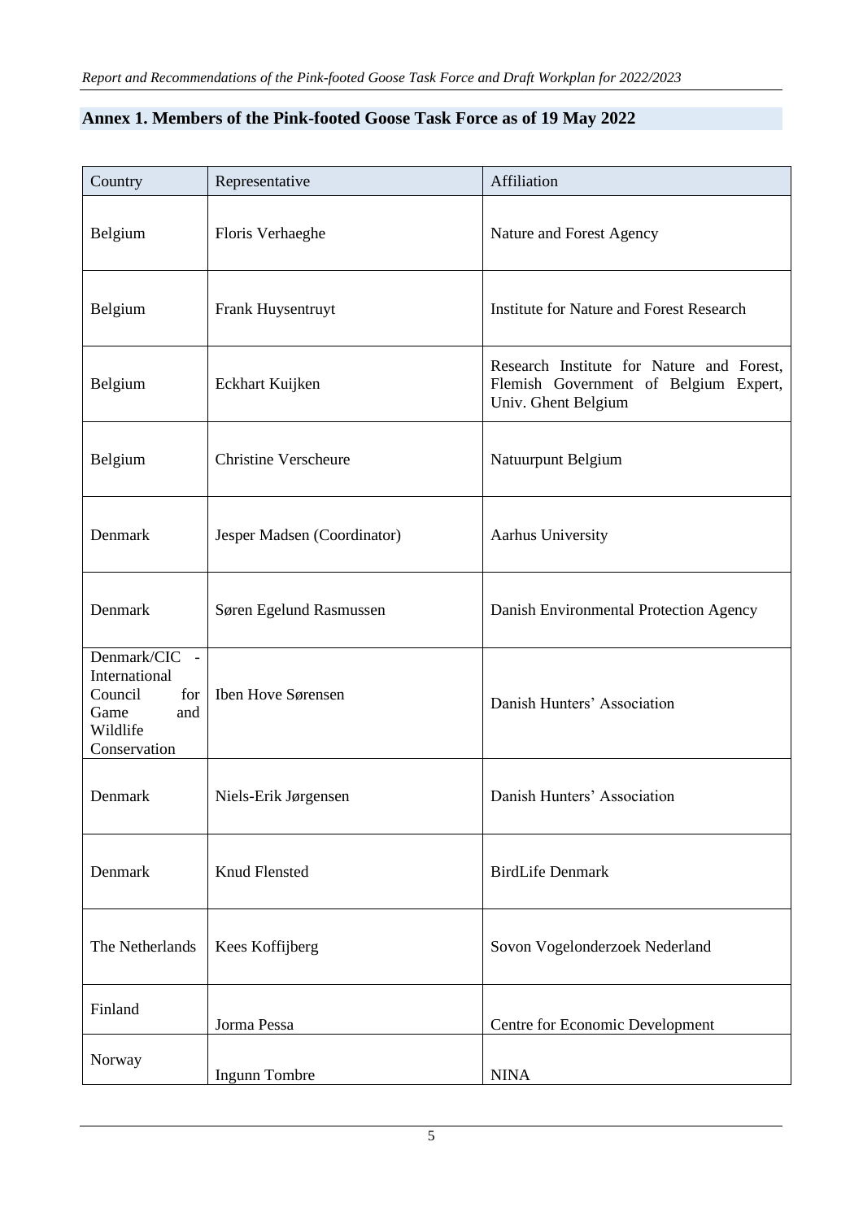## Annex 1. Members of the Pink-footed Goose Task Force as of 19 May 2022

| Country | Representative | Affiliation |
|---|---|---|
| Belgium | Floris Verhaeghe | Nature and Forest Agency |
| Belgium | Frank Huysentruyt | Institute for Nature and Forest Research |
| Belgium | Eckhart Kuijken | Research Institute for Nature and Forest, Flemish Government of Belgium Expert, Univ. Ghent Belgium |
| Belgium | Christine Verscheure | Natuurpunt Belgium |
| Denmark | Jesper Madsen (Coordinator) | Aarhus University |
| Denmark | Søren Egelund Rasmussen | Danish Environmental Protection Agency |
| Denmark/CIC - International Council for Game and Wildlife Conservation | Iben Hove Sørensen | Danish Hunters' Association |
| Denmark | Niels-Erik Jørgensen | Danish Hunters' Association |
| Denmark | Knud Flensted | BirdLife Denmark |
| The Netherlands | Kees Koffijberg | Sovon Vogelonderzoek Nederland |
| Finland | Jorma Pessa | Centre for Economic Development |
| Norway | Ingunn Tombre | NINA |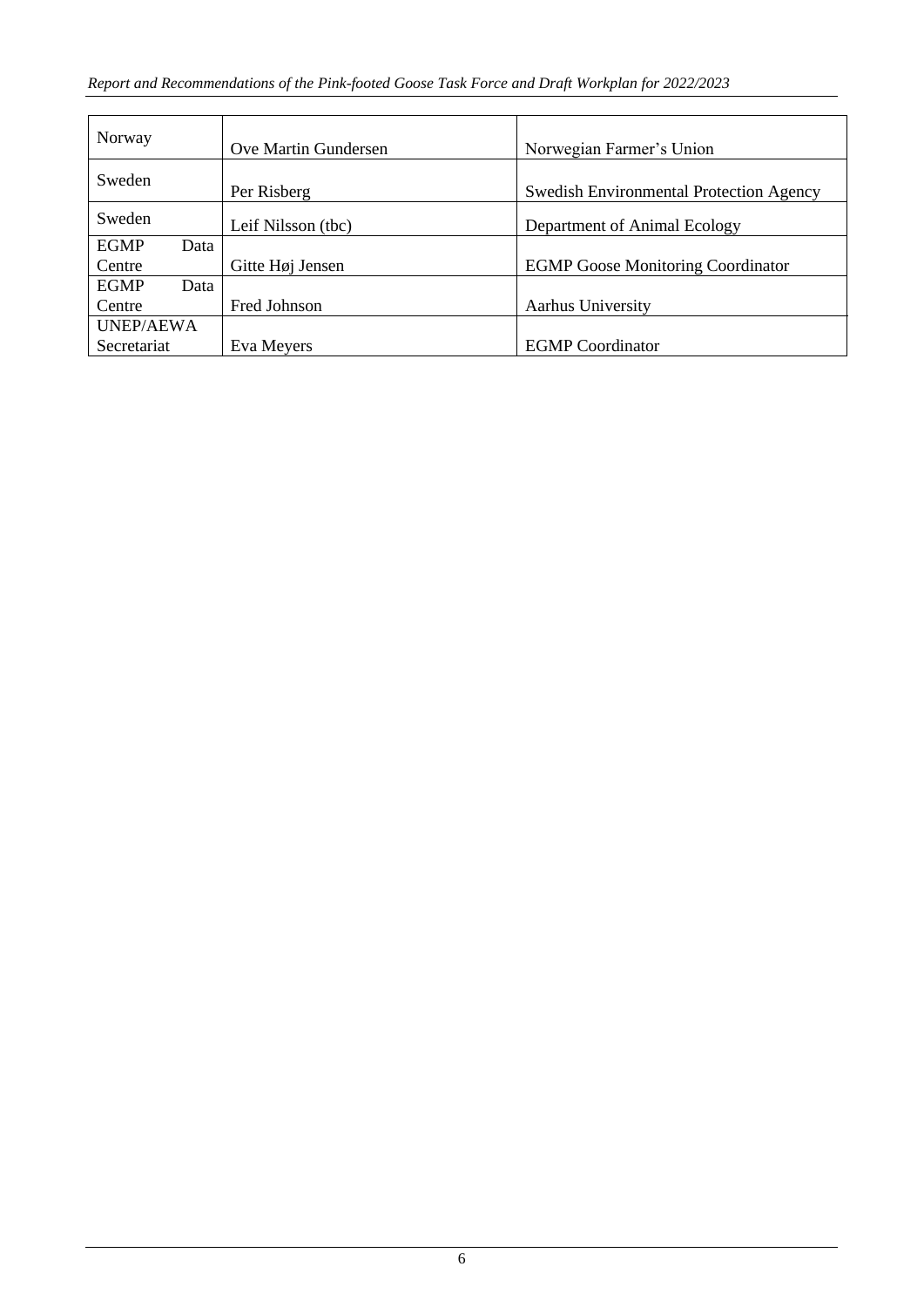| | | |
|---|---|---|
| Norway | Ove Martin Gundersen | Norwegian Farmer's Union |
| Sweden | Per Risberg | Swedish Environmental Protection Agency |
| Sweden | Leif Nilsson (tbc) | Department of Animal Ecology |
| EGMP Data Centre | Gitte Høj Jensen | EGMP Goose Monitoring Coordinator |
| EGMP Data Centre | Fred Johnson | Aarhus University |
| UNEP/AEWA Secretariat | Eva Meyers | EGMP Coordinator |